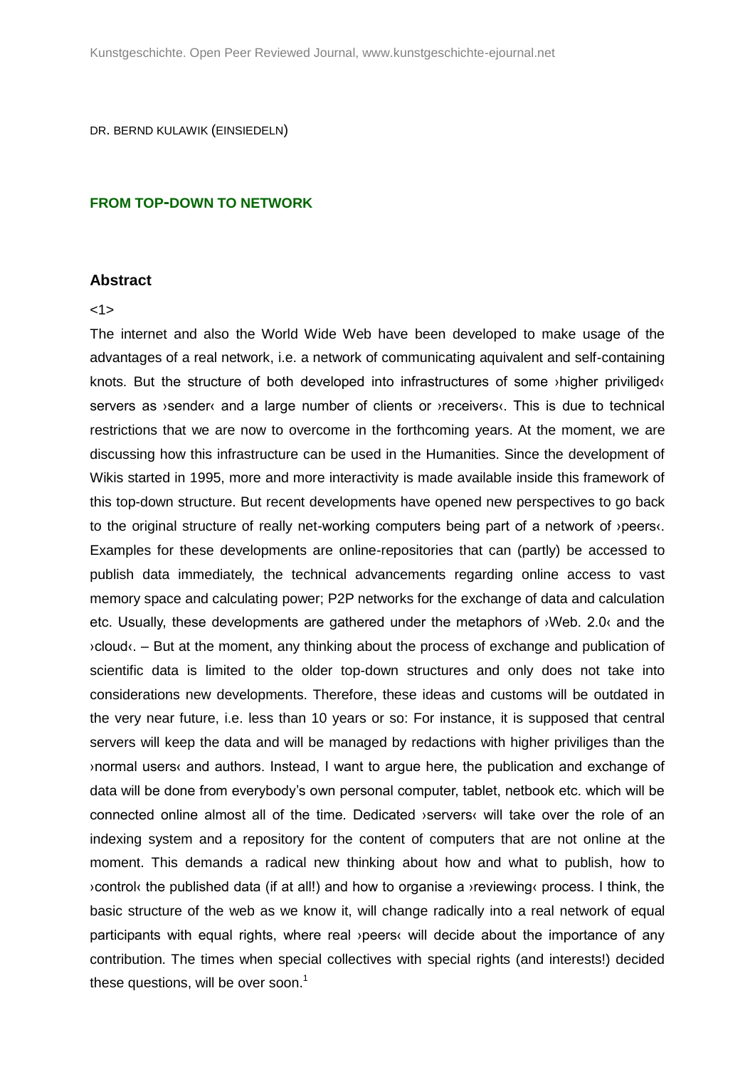DR. BERND KULAWIK (EINSIEDELN)

## FROM TOP-DOWN TO NETWORK

### Abstract

<1>

The internet and also the World Wide Web have been developed to make usage of the advantages of a real network, i.e. a network of communicating aquivalent and self-containing knots. But the structure of both developed into infrastructures of some ›higher priviliged‹ servers as ›sender‹ and a large number of clients or ›receivers‹. This is due to technical restrictions that we are now to overcome in the forthcoming years. At the moment, we are discussing how this infrastructure can be used in the Humanities. Since the development of Wikis started in 1995, more and more interactivity is made available inside this framework of this top-down structure. But recent developments have opened new perspectives to go back to the original structure of really net-working computers being part of a network of ›peers‹. Examples for these developments are online-repositories that can (partly) be accessed to publish data immediately, the technical advancements regarding online access to vast memory space and calculating power; P2P networks for the exchange of data and calculation etc. Usually, these developments are gathered under the metaphors of ›Web. 2.0‹ and the ›cloud‹. – But at the moment, any thinking about the process of exchange and publication of scientific data is limited to the older top-down structures and only does not take into considerations new developments. Therefore, these ideas and customs will be outdated in the very near future, i.e. less than 10 years or so: For instance, it is supposed that central servers will keep the data and will be managed by redactions with higher priviliges than the ›normal users‹ and authors. Instead, I want to argue here, the publication and exchange of data will be done from everybody's own personal computer, tablet, netbook etc. which will be connected online almost all of the time. Dedicated ›servers‹ will take over the role of an indexing system and a repository for the content of computers that are not online at the moment. This demands a radical new thinking about how and what to publish, how to ›control‹ the published data (if at all!) and how to organise a ›reviewing‹ process. I think, the basic structure of the web as we know it, will change radically into a real network of equal participants with equal rights, where real ›peers‹ will decide about the importance of any contribution. The times when special collectives with special rights (and interests!) decided these questions, will be over soon.[1]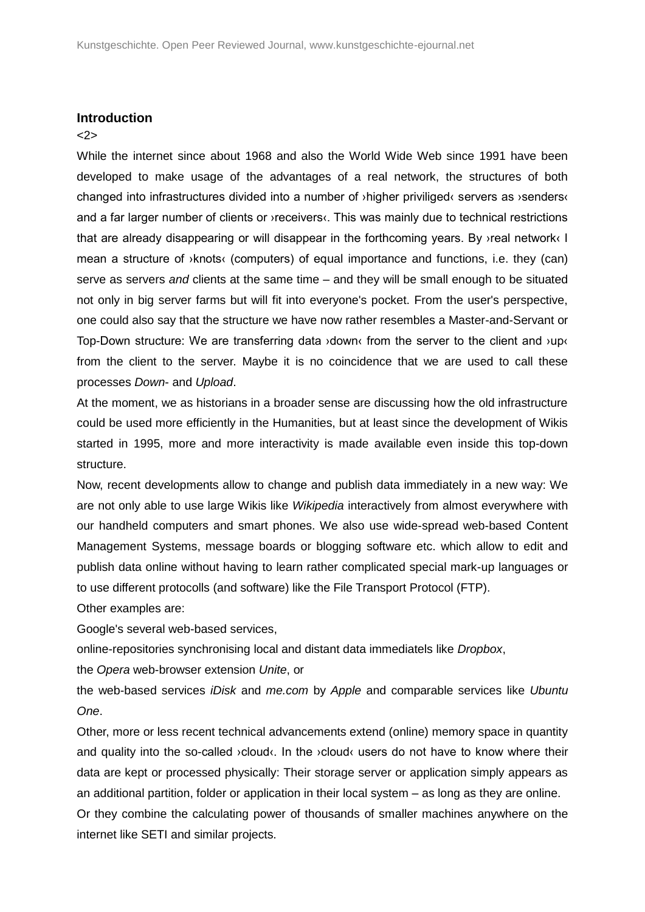## Introduction

<2>

While the internet since about 1968 and also the World Wide Web since 1991 have been developed to make usage of the advantages of a real network, the structures of both changed into infrastructures divided into a number of ›higher priviliged‹ servers as ›senders‹ and a far larger number of clients or ›receivers‹. This was mainly due to technical restrictions that are already disappearing or will disappear in the forthcoming years. By ›real network‹ I mean a structure of ›knots‹ (computers) of equal importance and functions, i.e. they (can) serve as servers *and* clients at the same time – and they will be small enough to be situated not only in big server farms but will fit into everyone's pocket. From the user's perspective, one could also say that the structure we have now rather resembles a Master-and-Servant or Top-Down structure: We are transferring data ›down‹ from the server to the client and ›up‹ from the client to the server. Maybe it is no coincidence that we are used to call these processes *Down*- and *Upload*.

At the moment, we as historians in a broader sense are discussing how the old infrastructure could be used more efficiently in the Humanities, but at least since the development of Wikis started in 1995, more and more interactivity is made available even inside this top-down structure.

Now, recent developments allow to change and publish data immediately in a new way: We are not only able to use large Wikis like *Wikipedia* interactively from almost everywhere with our handheld computers and smart phones. We also use wide-spread web-based Content Management Systems, message boards or blogging software etc. which allow to edit and publish data online without having to learn rather complicated special mark-up languages or to use different protocolls (and software) like the File Transport Protocol (FTP).

Other examples are:

Google's several web-based services,

online-repositories synchronising local and distant data immediatels like *Dropbox*,

the *Opera* web-browser extension *Unite*, or

the web-based services *iDisk* and *me.com* by *Apple* and comparable services like *Ubuntu One*.

Other, more or less recent technical advancements extend (online) memory space in quantity and quality into the so-called ›cloud‹. In the ›cloud‹ users do not have to know where their data are kept or processed physically: Their storage server or application simply appears as an additional partition, folder or application in their local system – as long as they are online.

Or they combine the calculating power of thousands of smaller machines anywhere on the internet like SETI and similar projects.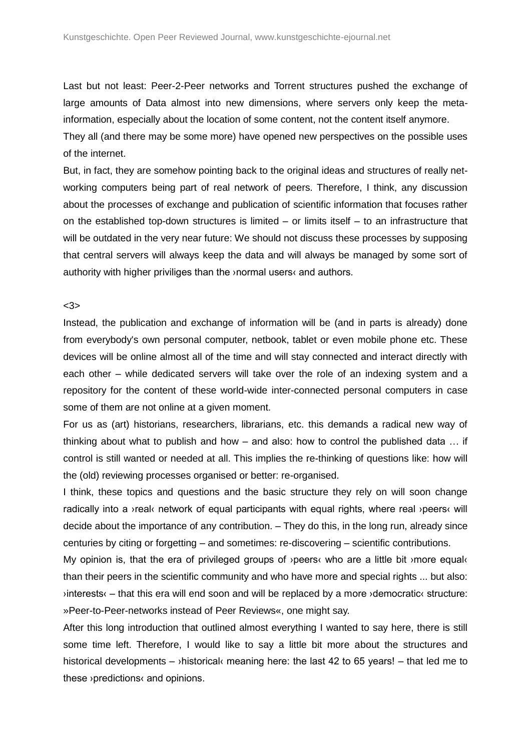Last but not least: Peer-2-Peer networks and Torrent structures pushed the exchange of large amounts of Data almost into new dimensions, where servers only keep the meta-information, especially about the location of some content, not the content itself anymore.

They all (and there may be some more) have opened new perspectives on the possible uses of the internet.

But, in fact, they are somehow pointing back to the original ideas and structures of really net-working computers being part of real network of peers. Therefore, I think, any discussion about the processes of exchange and publication of scientific information that focuses rather on the established top-down structures is limited – or limits itself – to an infrastructure that will be outdated in the very near future: We should not discuss these processes by supposing that central servers will always keep the data and will always be managed by some sort of authority with higher priviliges than the ›normal users‹ and authors.

<3>

Instead, the publication and exchange of information will be (and in parts is already) done from everybody's own personal computer, netbook, tablet or even mobile phone etc. These devices will be online almost all of the time and will stay connected and interact directly with each other – while dedicated servers will take over the role of an indexing system and a repository for the content of these world-wide inter-connected personal computers in case some of them are not online at a given moment.

For us as (art) historians, researchers, librarians, etc. this demands a radical new way of thinking about what to publish and how – and also: how to control the published data … if control is still wanted or needed at all. This implies the re-thinking of questions like: how will the (old) reviewing processes organised or better: re-organised.

I think, these topics and questions and the basic structure they rely on will soon change radically into a ›real‹ network of equal participants with equal rights, where real ›peers‹ will decide about the importance of any contribution. – They do this, in the long run, already since centuries by citing or forgetting – and sometimes: re-discovering – scientific contributions.

My opinion is, that the era of privileged groups of ›peers‹ who are a little bit ›more equal‹ than their peers in the scientific community and who have more and special rights ... but also: ›interests‹ – that this era will end soon and will be replaced by a more ›democratic‹ structure: »Peer-to-Peer-networks instead of Peer Reviews«, one might say.

After this long introduction that outlined almost everything I wanted to say here, there is still some time left. Therefore, I would like to say a little bit more about the structures and historical developments – ›historical‹ meaning here: the last 42 to 65 years! – that led me to these ›predictions‹ and opinions.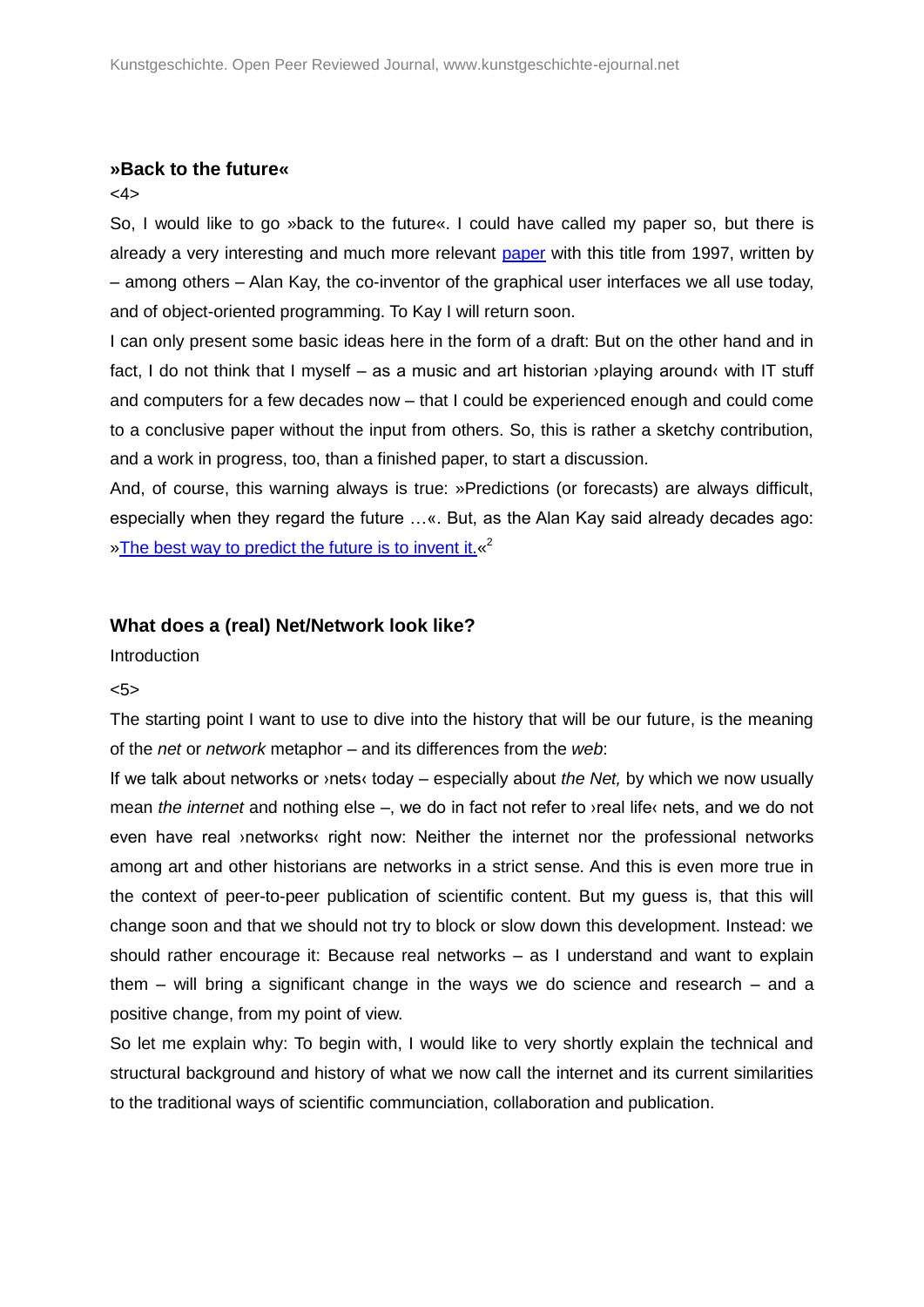### »Back to the future«

<4>

So, I would like to go »back to the future«. I could have called my paper so, but there is already a very interesting and much more relevant paper with this title from 1997, written by – among others – Alan Kay, the co-inventor of the graphical user interfaces we all use today, and of object-oriented programming. To Kay I will return soon.

I can only present some basic ideas here in the form of a draft: But on the other hand and in fact, I do not think that I myself – as a music and art historian ›playing around‹ with IT stuff and computers for a few decades now – that I could be experienced enough and could come to a conclusive paper without the input from others. So, this is rather a sketchy contribution, and a work in progress, too, than a finished paper, to start a discussion.

And, of course, this warning always is true: »Predictions (or forecasts) are always difficult, especially when they regard the future …«. But, as the Alan Kay said already decades ago: »The best way to predict the future is to invent it.«[2]

### What does a (real) Net/Network look like?

Introduction

<5>

The starting point I want to use to dive into the history that will be our future, is the meaning of the *net* or *network* metaphor – and its differences from the *web*:

If we talk about networks or ›nets‹ today – especially about *the Net,* by which we now usually mean *the internet* and nothing else –, we do in fact not refer to ›real life‹ nets, and we do not even have real ›networks‹ right now: Neither the internet nor the professional networks among art and other historians are networks in a strict sense. And this is even more true in the context of peer-to-peer publication of scientific content. But my guess is, that this will change soon and that we should not try to block or slow down this development. Instead: we should rather encourage it: Because real networks – as I understand and want to explain them – will bring a significant change in the ways we do science and research – and a positive change, from my point of view.

So let me explain why: To begin with, I would like to very shortly explain the technical and structural background and history of what we now call the internet and its current similarities to the traditional ways of scientific communciation, collaboration and publication.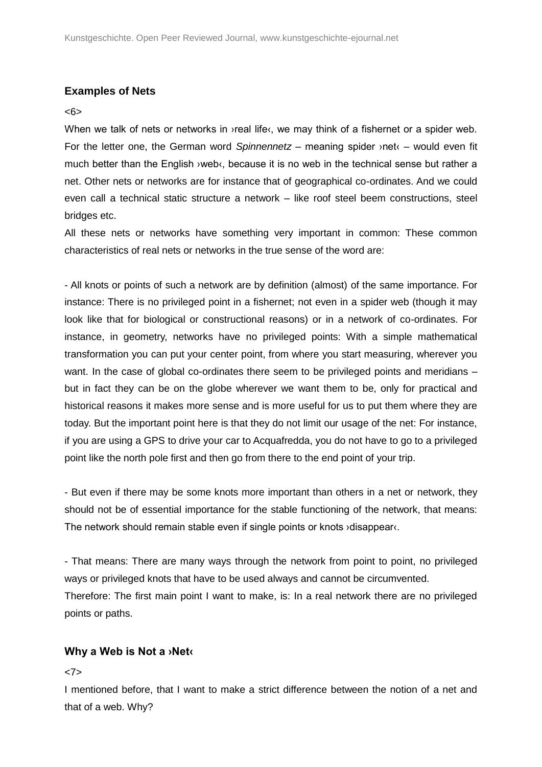## Examples of Nets

<6>

When we talk of nets or networks in ›real life‹, we may think of a fishernet or a spider web. For the letter one, the German word *Spinnennetz* – meaning spider ›net‹ – would even fit much better than the English ›web‹, because it is no web in the technical sense but rather a net. Other nets or networks are for instance that of geographical co-ordinates. And we could even call a technical static structure a network – like roof steel beem constructions, steel bridges etc.

All these nets or networks have something very important in common: These common characteristics of real nets or networks in the true sense of the word are:

- All knots or points of such a network are by definition (almost) of the same importance. For instance: There is no privileged point in a fishernet; not even in a spider web (though it may look like that for biological or constructional reasons) or in a network of co-ordinates. For instance, in geometry, networks have no privileged points: With a simple mathematical transformation you can put your center point, from where you start measuring, wherever you want. In the case of global co-ordinates there seem to be privileged points and meridians – but in fact they can be on the globe wherever we want them to be, only for practical and historical reasons it makes more sense and is more useful for us to put them where they are today. But the important point here is that they do not limit our usage of the net: For instance, if you are using a GPS to drive your car to Acquafredda, you do not have to go to a privileged point like the north pole first and then go from there to the end point of your trip.

- But even if there may be some knots more important than others in a net or network, they should not be of essential importance for the stable functioning of the network, that means: The network should remain stable even if single points or knots ›disappear‹.

- That means: There are many ways through the network from point to point, no privileged ways or privileged knots that have to be used always and cannot be circumvented.

Therefore: The first main point I want to make, is: In a real network there are no privileged points or paths.

## Why a Web is Not a ›Net‹

<7>

I mentioned before, that I want to make a strict difference between the notion of a net and that of a web. Why?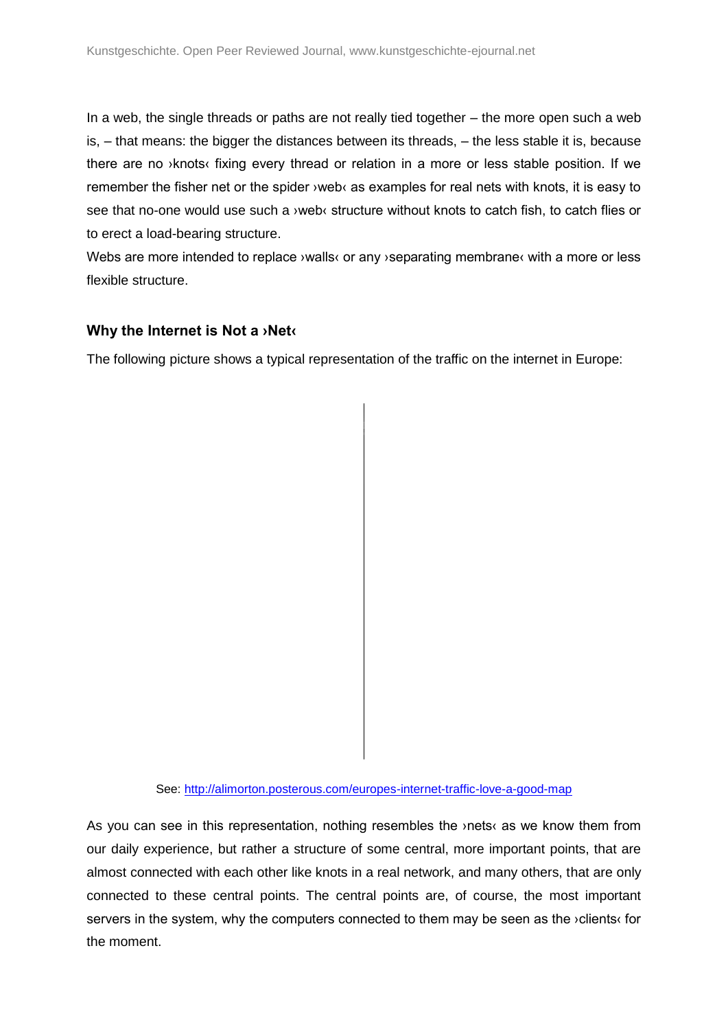In a web, the single threads or paths are not really tied together – the more open such a web is, – that means: the bigger the distances between its threads, – the less stable it is, because there are no ›knots‹ fixing every thread or relation in a more or less stable position. If we remember the fisher net or the spider ›web‹ as examples for real nets with knots, it is easy to see that no-one would use such a ›web‹ structure without knots to catch fish, to catch flies or to erect a load-bearing structure.

Webs are more intended to replace ›walls‹ or any ›separating membrane‹ with a more or less flexible structure.

### Why the Internet is Not a ›Net‹

The following picture shows a typical representation of the traffic on the internet in Europe:

See: http://alimorton.posterous.com/europes-internet-traffic-love-a-good-map

As you can see in this representation, nothing resembles the ›nets‹ as we know them from our daily experience, but rather a structure of some central, more important points, that are almost connected with each other like knots in a real network, and many others, that are only connected to these central points. The central points are, of course, the most important servers in the system, why the computers connected to them may be seen as the ›clients‹ for the moment.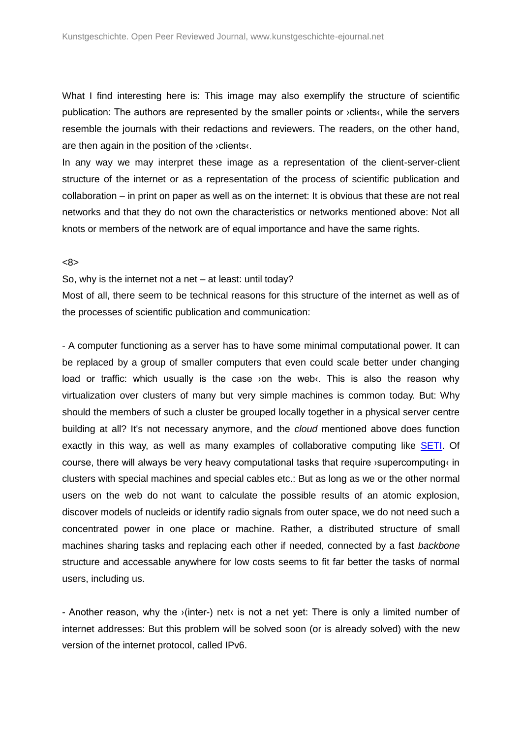What I find interesting here is: This image may also exemplify the structure of scientific publication: The authors are represented by the smaller points or ›clients‹, while the servers resemble the journals with their redactions and reviewers. The readers, on the other hand, are then again in the position of the ›clients‹.

In any way we may interpret these image as a representation of the client-server-client structure of the internet or as a representation of the process of scientific publication and collaboration – in print on paper as well as on the internet: It is obvious that these are not real networks and that they do not own the characteristics or networks mentioned above: Not all knots or members of the network are of equal importance and have the same rights.

<8>

So, why is the internet not a net – at least: until today?

Most of all, there seem to be technical reasons for this structure of the internet as well as of the processes of scientific publication and communication:

- A computer functioning as a server has to have some minimal computational power. It can be replaced by a group of smaller computers that even could scale better under changing load or traffic: which usually is the case ›on the web‹. This is also the reason why virtualization over clusters of many but very simple machines is common today. But: Why should the members of such a cluster be grouped locally together in a physical server centre building at all? It's not necessary anymore, and the *cloud* mentioned above does function exactly in this way, as well as many examples of collaborative computing like SETI. Of course, there will always be very heavy computational tasks that require ›supercomputing‹ in clusters with special machines and special cables etc.: But as long as we or the other normal users on the web do not want to calculate the possible results of an atomic explosion, discover models of nucleids or identify radio signals from outer space, we do not need such a concentrated power in one place or machine. Rather, a distributed structure of small machines sharing tasks and replacing each other if needed, connected by a fast *backbone* structure and accessable anywhere for low costs seems to fit far better the tasks of normal users, including us.

- Another reason, why the ›(inter-) net‹ is not a net yet: There is only a limited number of internet addresses: But this problem will be solved soon (or is already solved) with the new version of the internet protocol, called IPv6.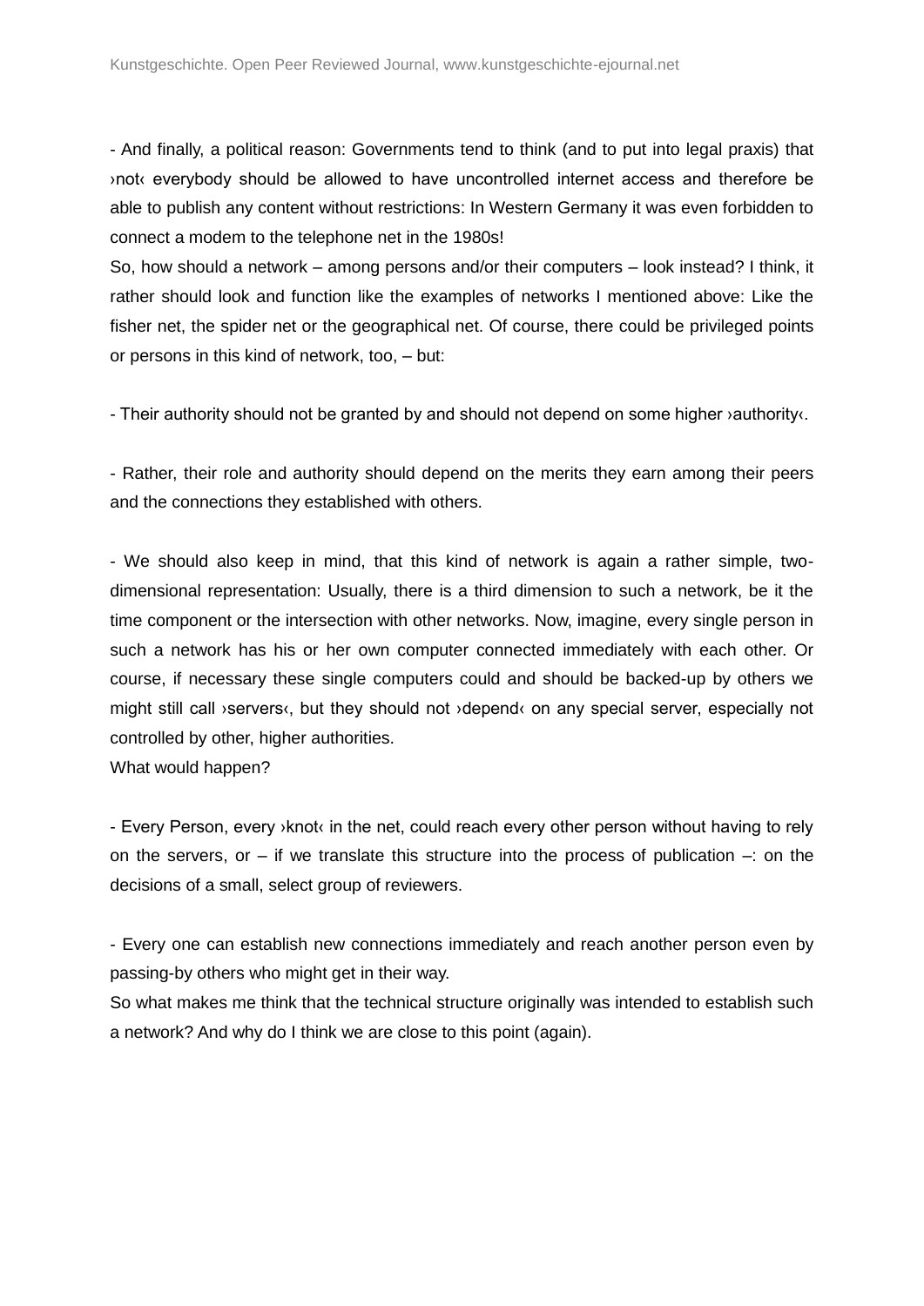- And finally, a political reason: Governments tend to think (and to put into legal praxis) that ›not‹ everybody should be allowed to have uncontrolled internet access and therefore be able to publish any content without restrictions: In Western Germany it was even forbidden to connect a modem to the telephone net in the 1980s!

So, how should a network – among persons and/or their computers – look instead? I think, it rather should look and function like the examples of networks I mentioned above: Like the fisher net, the spider net or the geographical net. Of course, there could be privileged points or persons in this kind of network, too, – but:

- Their authority should not be granted by and should not depend on some higher ›authority‹.

- Rather, their role and authority should depend on the merits they earn among their peers and the connections they established with others.

- We should also keep in mind, that this kind of network is again a rather simple, two-dimensional representation: Usually, there is a third dimension to such a network, be it the time component or the intersection with other networks. Now, imagine, every single person in such a network has his or her own computer connected immediately with each other. Or course, if necessary these single computers could and should be backed-up by others we might still call ›servers‹, but they should not ›depend‹ on any special server, especially not controlled by other, higher authorities.

What would happen?

- Every Person, every ›knot‹ in the net, could reach every other person without having to rely on the servers, or – if we translate this structure into the process of publication –: on the decisions of a small, select group of reviewers.

- Every one can establish new connections immediately and reach another person even by passing-by others who might get in their way.

So what makes me think that the technical structure originally was intended to establish such a network? And why do I think we are close to this point (again).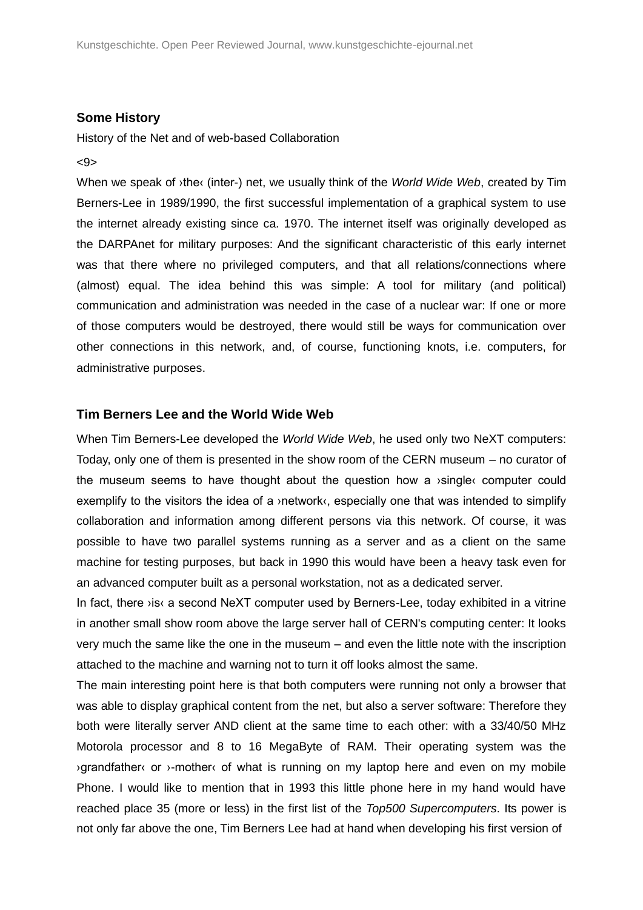## Some History

History of the Net and of web-based Collaboration

<9>

When we speak of ›the‹ (inter-) net, we usually think of the *World Wide Web*, created by Tim Berners-Lee in 1989/1990, the first successful implementation of a graphical system to use the internet already existing since ca. 1970. The internet itself was originally developed as the DARPAnet for military purposes: And the significant characteristic of this early internet was that there where no privileged computers, and that all relations/connections where (almost) equal. The idea behind this was simple: A tool for military (and political) communication and administration was needed in the case of a nuclear war: If one or more of those computers would be destroyed, there would still be ways for communication over other connections in this network, and, of course, functioning knots, i.e. computers, for administrative purposes.

## Tim Berners Lee and the World Wide Web

When Tim Berners-Lee developed the *World Wide Web*, he used only two NeXT computers: Today, only one of them is presented in the show room of the CERN museum – no curator of the museum seems to have thought about the question how a ›single‹ computer could exemplify to the visitors the idea of a ›network‹, especially one that was intended to simplify collaboration and information among different persons via this network. Of course, it was possible to have two parallel systems running as a server and as a client on the same machine for testing purposes, but back in 1990 this would have been a heavy task even for an advanced computer built as a personal workstation, not as a dedicated server.

In fact, there ›is‹ a second NeXT computer used by Berners-Lee, today exhibited in a vitrine in another small show room above the large server hall of CERN's computing center: It looks very much the same like the one in the museum – and even the little note with the inscription attached to the machine and warning not to turn it off looks almost the same.

The main interesting point here is that both computers were running not only a browser that was able to display graphical content from the net, but also a server software: Therefore they both were literally server AND client at the same time to each other: with a 33/40/50 MHz Motorola processor and 8 to 16 MegaByte of RAM. Their operating system was the ›grandfather‹ or ›-mother‹ of what is running on my laptop here and even on my mobile Phone. I would like to mention that in 1993 this little phone here in my hand would have reached place 35 (more or less) in the first list of the *Top500 Supercomputers*. Its power is not only far above the one, Tim Berners Lee had at hand when developing his first version of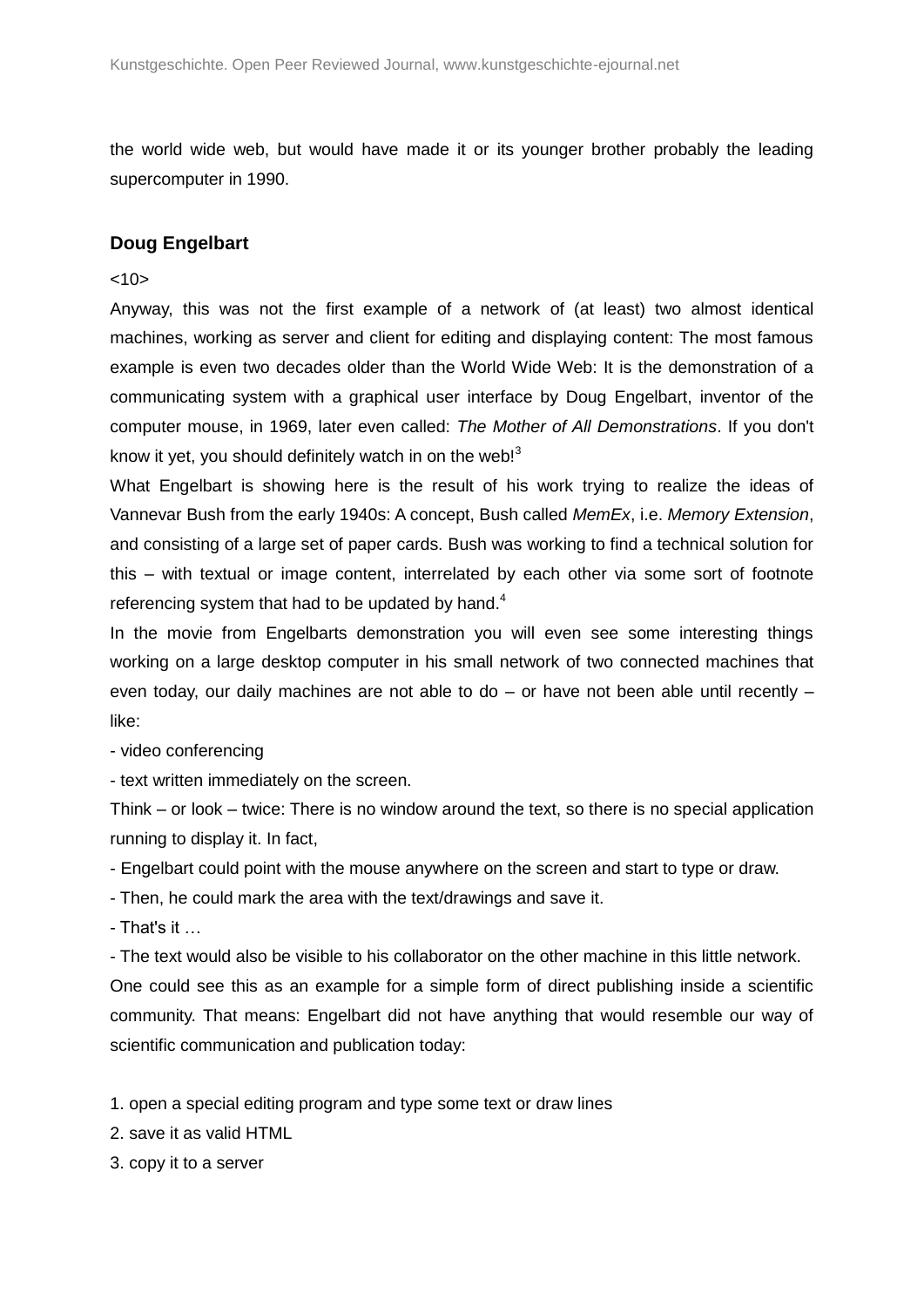the world wide web, but would have made it or its younger brother probably the leading supercomputer in 1990.

## Doug Engelbart

<10>

Anyway, this was not the first example of a network of (at least) two almost identical machines, working as server and client for editing and displaying content: The most famous example is even two decades older than the World Wide Web: It is the demonstration of a communicating system with a graphical user interface by Doug Engelbart, inventor of the computer mouse, in 1969, later even called: *The Mother of All Demonstrations*. If you don't know it yet, you should definitely watch in on the web![3]

What Engelbart is showing here is the result of his work trying to realize the ideas of Vannevar Bush from the early 1940s: A concept, Bush called *MemEx*, i.e. *Memory Extension*, and consisting of a large set of paper cards. Bush was working to find a technical solution for this – with textual or image content, interrelated by each other via some sort of footnote referencing system that had to be updated by hand.[4]

In the movie from Engelbarts demonstration you will even see some interesting things working on a large desktop computer in his small network of two connected machines that even today, our daily machines are not able to do – or have not been able until recently – like:

- video conferencing
- text written immediately on the screen.

Think – or look – twice: There is no window around the text, so there is no special application running to display it. In fact,

- Engelbart could point with the mouse anywhere on the screen and start to type or draw.
- Then, he could mark the area with the text/drawings and save it.
- That's it …
- The text would also be visible to his collaborator on the other machine in this little network.

One could see this as an example for a simple form of direct publishing inside a scientific community. That means: Engelbart did not have anything that would resemble our way of scientific communication and publication today:

1. open a special editing program and type some text or draw lines
2. save it as valid HTML
3. copy it to a server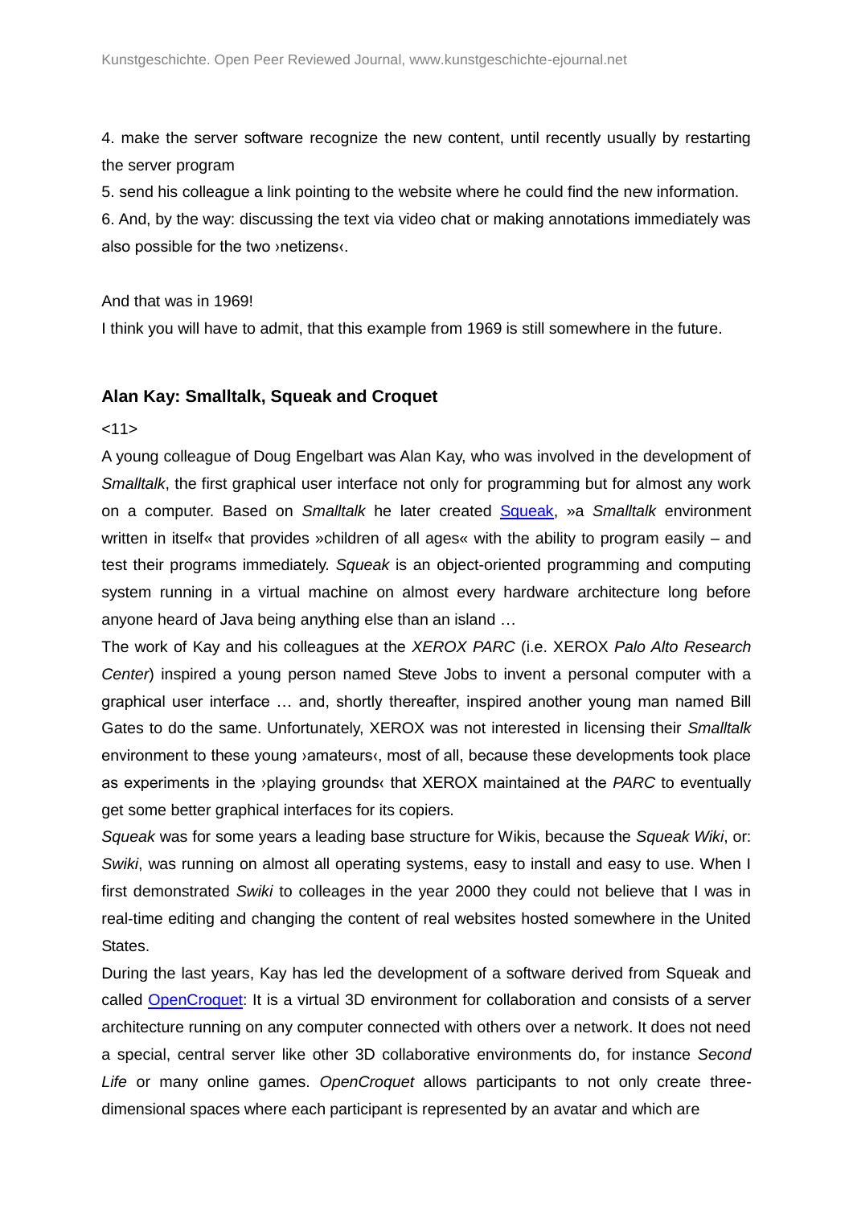4. make the server software recognize the new content, until recently usually by restarting the server program

5. send his colleague a link pointing to the website where he could find the new information.

6. And, by the way: discussing the text via video chat or making annotations immediately was also possible for the two ›netizens‹.

And that was in 1969!

I think you will have to admit, that this example from 1969 is still somewhere in the future.

### Alan Kay: Smalltalk, Squeak and Croquet

<11>

A young colleague of Doug Engelbart was Alan Kay, who was involved in the development of *Smalltalk*, the first graphical user interface not only for programming but for almost any work on a computer. Based on *Smalltalk* he later created [Squeak](), »a *Smalltalk* environment written in itself« that provides »children of all ages« with the ability to program easily – and test their programs immediately. *Squeak* is an object-oriented programming and computing system running in a virtual machine on almost every hardware architecture long before anyone heard of Java being anything else than an island …

The work of Kay and his colleagues at the *XEROX PARC* (i.e. XEROX *Palo Alto Research Center*) inspired a young person named Steve Jobs to invent a personal computer with a graphical user interface … and, shortly thereafter, inspired another young man named Bill Gates to do the same. Unfortunately, XEROX was not interested in licensing their *Smalltalk* environment to these young ›amateurs‹, most of all, because these developments took place as experiments in the ›playing grounds‹ that XEROX maintained at the *PARC* to eventually get some better graphical interfaces for its copiers.

*Squeak* was for some years a leading base structure for Wikis, because the *Squeak Wiki*, or: *Swiki*, was running on almost all operating systems, easy to install and easy to use. When I first demonstrated *Swiki* to colleages in the year 2000 they could not believe that I was in real-time editing and changing the content of real websites hosted somewhere in the United States.

During the last years, Kay has led the development of a software derived from Squeak and called [OpenCroquet](): It is a virtual 3D environment for collaboration and consists of a server architecture running on any computer connected with others over a network. It does not need a special, central server like other 3D collaborative environments do, for instance *Second Life* or many online games. *OpenCroquet* allows participants to not only create three-dimensional spaces where each participant is represented by an avatar and which are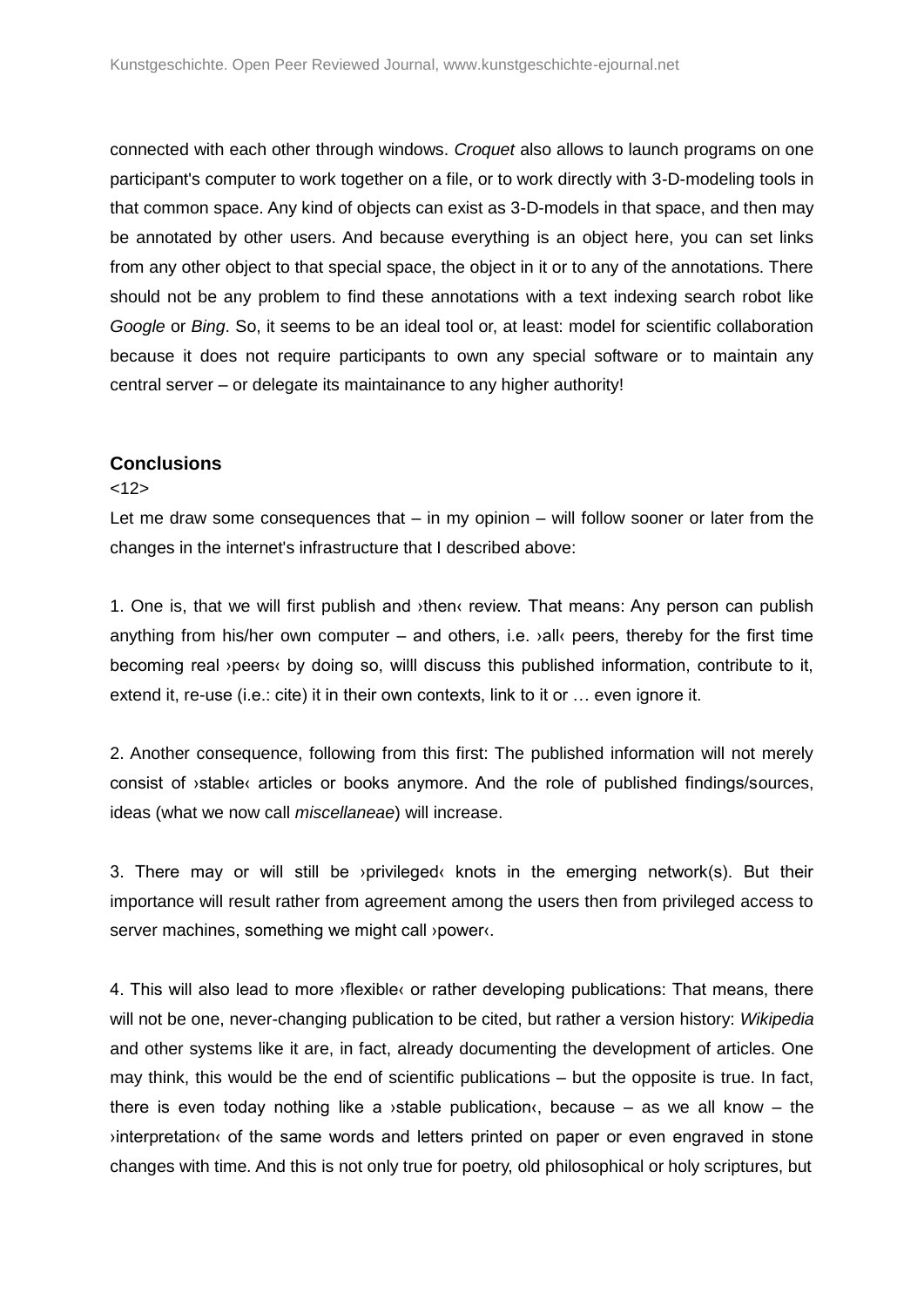connected with each other through windows. *Croquet* also allows to launch programs on one participant's computer to work together on a file, or to work directly with 3-D-modeling tools in that common space. Any kind of objects can exist as 3-D-models in that space, and then may be annotated by other users. And because everything is an object here, you can set links from any other object to that special space, the object in it or to any of the annotations. There should not be any problem to find these annotations with a text indexing search robot like *Google* or *Bing*. So, it seems to be an ideal tool or, at least: model for scientific collaboration because it does not require participants to own any special software or to maintain any central server – or delegate its maintainance to any higher authority!

## Conclusions

<12>

Let me draw some consequences that – in my opinion – will follow sooner or later from the changes in the internet's infrastructure that I described above:

1. One is, that we will first publish and ›then‹ review. That means: Any person can publish anything from his/her own computer – and others, i.e. ›all‹ peers, thereby for the first time becoming real ›peers‹ by doing so, willl discuss this published information, contribute to it, extend it, re-use (i.e.: cite) it in their own contexts, link to it or … even ignore it.

2. Another consequence, following from this first: The published information will not merely consist of ›stable‹ articles or books anymore. And the role of published findings/sources, ideas (what we now call *miscellaneae*) will increase.

3. There may or will still be ›privileged‹ knots in the emerging network(s). But their importance will result rather from agreement among the users then from privileged access to server machines, something we might call ›power‹.

4. This will also lead to more ›flexible‹ or rather developing publications: That means, there will not be one, never-changing publication to be cited, but rather a version history: *Wikipedia* and other systems like it are, in fact, already documenting the development of articles. One may think, this would be the end of scientific publications – but the opposite is true. In fact, there is even today nothing like a ›stable publication‹, because – as we all know – the ›interpretation‹ of the same words and letters printed on paper or even engraved in stone changes with time. And this is not only true for poetry, old philosophical or holy scriptures, but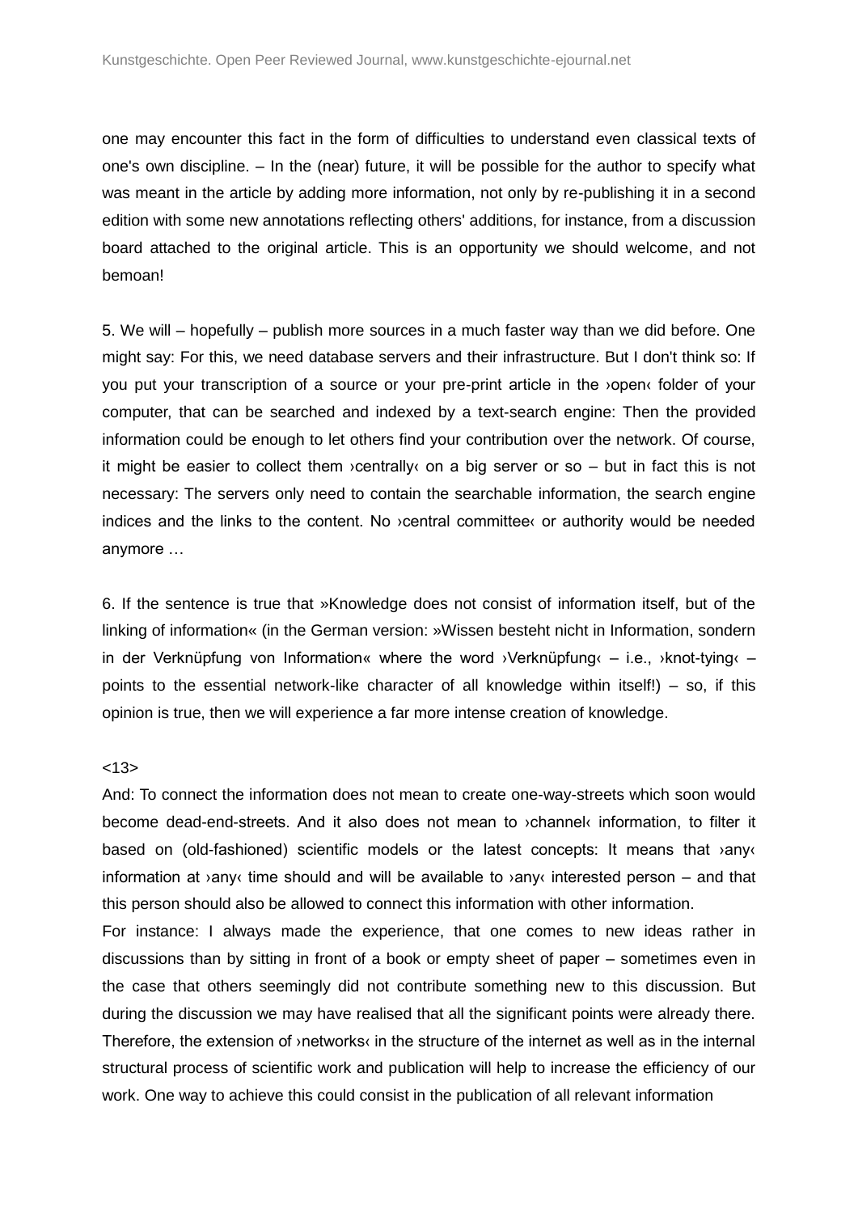one may encounter this fact in the form of difficulties to understand even classical texts of one's own discipline. – In the (near) future, it will be possible for the author to specify what was meant in the article by adding more information, not only by re-publishing it in a second edition with some new annotations reflecting others' additions, for instance, from a discussion board attached to the original article. This is an opportunity we should welcome, and not bemoan!

5. We will – hopefully – publish more sources in a much faster way than we did before. One might say: For this, we need database servers and their infrastructure. But I don't think so: If you put your transcription of a source or your pre-print article in the ›open‹ folder of your computer, that can be searched and indexed by a text-search engine: Then the provided information could be enough to let others find your contribution over the network. Of course, it might be easier to collect them ›centrally‹ on a big server or so – but in fact this is not necessary: The servers only need to contain the searchable information, the search engine indices and the links to the content. No ›central committee‹ or authority would be needed anymore …

6. If the sentence is true that »Knowledge does not consist of information itself, but of the linking of information« (in the German version: »Wissen besteht nicht in Information, sondern in der Verknüpfung von Information« where the word ›Verknüpfung‹ – i.e., ›knot-tying‹ – points to the essential network-like character of all knowledge within itself!) – so, if this opinion is true, then we will experience a far more intense creation of knowledge.

<13>

And: To connect the information does not mean to create one-way-streets which soon would become dead-end-streets. And it also does not mean to ›channel‹ information, to filter it based on (old-fashioned) scientific models or the latest concepts: It means that ›any‹ information at ›any‹ time should and will be available to ›any‹ interested person – and that this person should also be allowed to connect this information with other information.

For instance: I always made the experience, that one comes to new ideas rather in discussions than by sitting in front of a book or empty sheet of paper – sometimes even in the case that others seemingly did not contribute something new to this discussion. But during the discussion we may have realised that all the significant points were already there. Therefore, the extension of ›networks‹ in the structure of the internet as well as in the internal structural process of scientific work and publication will help to increase the efficiency of our work. One way to achieve this could consist in the publication of all relevant information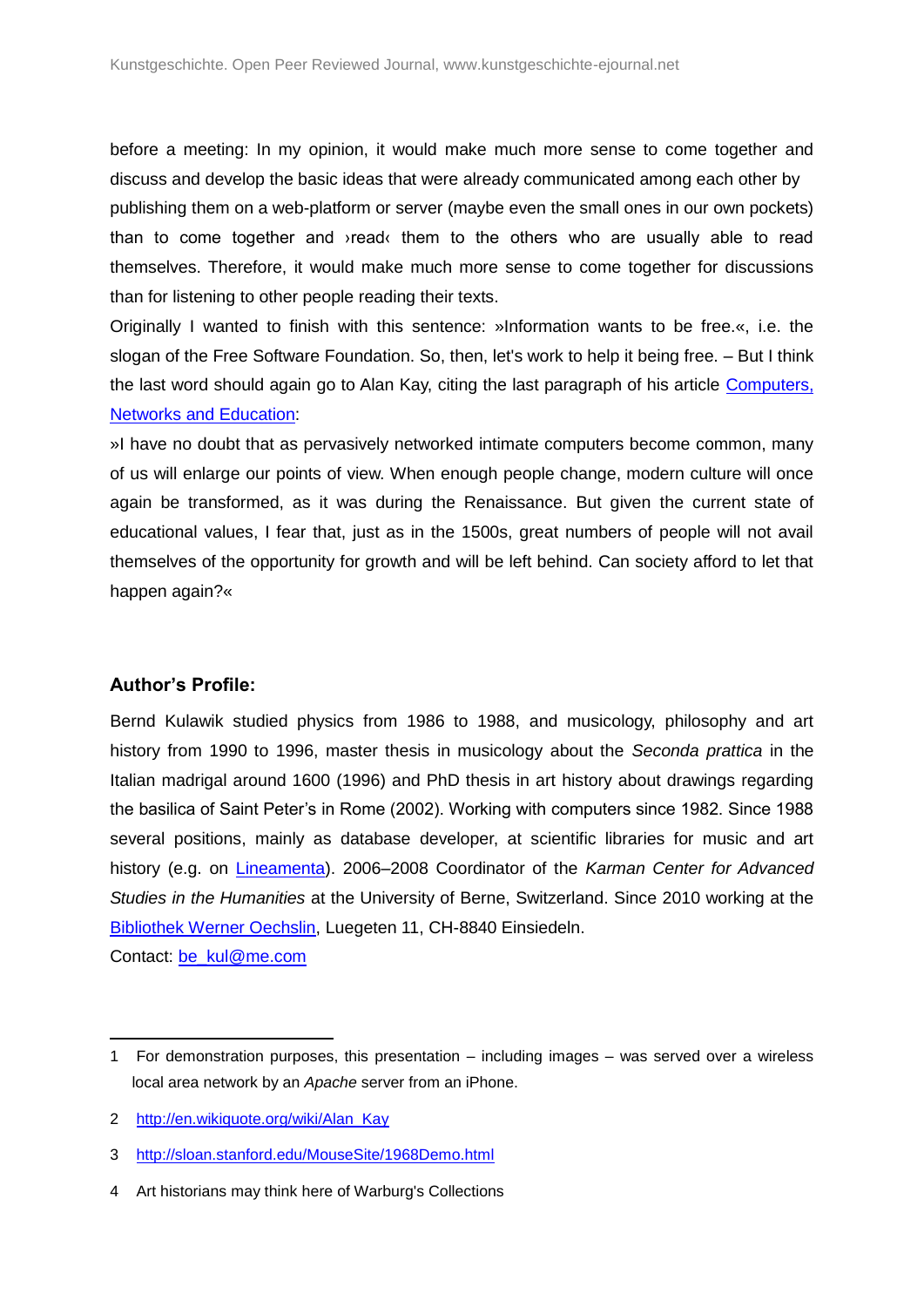before a meeting: In my opinion, it would make much more sense to come together and discuss and develop the basic ideas that were already communicated among each other by publishing them on a web-platform or server (maybe even the small ones in our own pockets) than to come together and ›read‹ them to the others who are usually able to read themselves. Therefore, it would make much more sense to come together for discussions than for listening to other people reading their texts.

Originally I wanted to finish with this sentence: »Information wants to be free.«, i.e. the slogan of the Free Software Foundation. So, then, let's work to help it being free. – But I think the last word should again go to Alan Kay, citing the last paragraph of his article [Computers, Networks and Education]:

»I have no doubt that as pervasively networked intimate computers become common, many of us will enlarge our points of view. When enough people change, modern culture will once again be transformed, as it was during the Renaissance. But given the current state of educational values, I fear that, just as in the 1500s, great numbers of people will not avail themselves of the opportunity for growth and will be left behind. Can society afford to let that happen again?«

### Author's Profile:

Bernd Kulawik studied physics from 1986 to 1988, and musicology, philosophy and art history from 1990 to 1996, master thesis in musicology about the *Seconda prattica* in the Italian madrigal around 1600 (1996) and PhD thesis in art history about drawings regarding the basilica of Saint Peter's in Rome (2002). Working with computers since 1982. Since 1988 several positions, mainly as database developer, at scientific libraries for music and art history (e.g. on Lineamenta). 2006–2008 Coordinator of the *Karman Center for Advanced Studies in the Humanities* at the University of Berne, Switzerland. Since 2010 working at the Bibliothek Werner Oechslin, Luegeten 11, CH-8840 Einsiedeln.

Contact: be_kul@me.com

---

1 For demonstration purposes, this presentation – including images – was served over a wireless local area network by an *Apache* server from an iPhone.

2 http://en.wikiquote.org/wiki/Alan_Kay

3 http://sloan.stanford.edu/MouseSite/1968Demo.html

4 Art historians may think here of Warburg's Collections